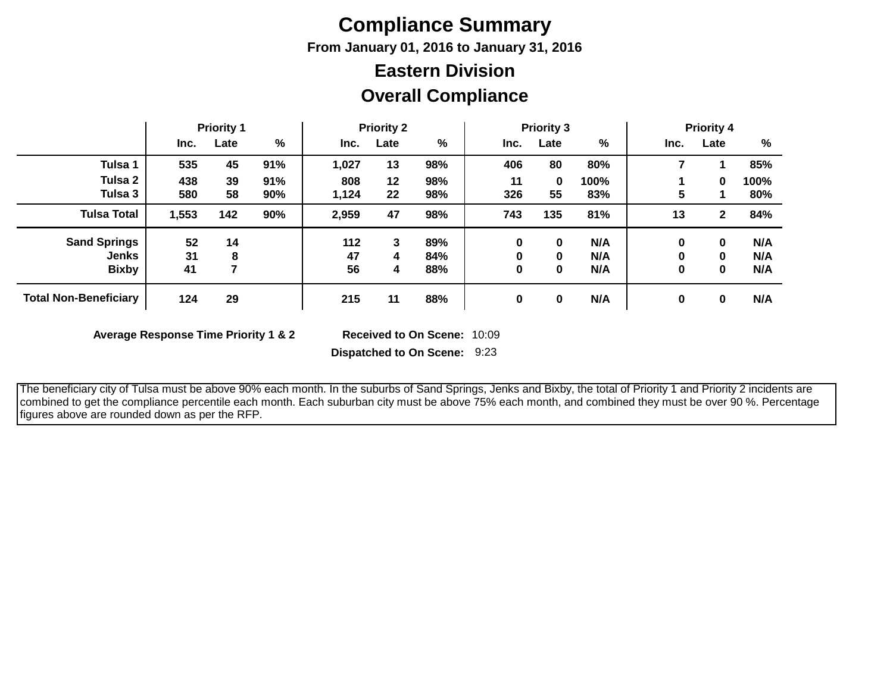# Compliance Summary

**From January 01, 2016 to January 31, 2016**

## Eastern Division

## Overall Compliance

| | Priority 1 | | | Priority 2 | | | Priority 3 | | | Priority 4 | | |
|---|---|---|---|---|---|---|---|---|---|---|---|---|
| | Inc. | Late | % | Inc. | Late | % | Inc. | Late | % | Inc. | Late | % |
| **Tulsa 1** | 535 | 45 | 91% | 1,027 | 13 | 98% | 406 | 80 | 80% | 7 | 1 | 85% |
| **Tulsa 2** | 438 | 39 | 91% | 808 | 12 | 98% | 11 | 0 | 100% | 1 | 0 | 100% |
| **Tulsa 3** | 580 | 58 | 90% | 1,124 | 22 | 98% | 326 | 55 | 83% | 5 | 1 | 80% |
| **Tulsa Total** | 1,553 | 142 | 90% | 2,959 | 47 | 98% | 743 | 135 | 81% | 13 | 2 | 84% |
| **Sand Springs** | 52 | 14 | | 112 | 3 | 89% | 0 | 0 | N/A | 0 | 0 | N/A |
| **Jenks** | 31 | 8 | | 47 | 4 | 84% | 0 | 0 | N/A | 0 | 0 | N/A |
| **Bixby** | 41 | 7 | | 56 | 4 | 88% | 0 | 0 | N/A | 0 | 0 | N/A |
| **Total Non-Beneficiary** | 124 | 29 | | 215 | 11 | 88% | 0 | 0 | N/A | 0 | 0 | N/A |

**Average Response Time Priority 1 & 2** **Received to On Scene:** 10:09

**Dispatched to On Scene:** 9:23

The beneficiary city of Tulsa must be above 90% each month. In the suburbs of Sand Springs, Jenks and Bixby, the total of Priority 1 and Priority 2 incidents are combined to get the compliance percentile each month. Each suburban city must be above 75% each month, and combined they must be over 90 %. Percentage figures above are rounded down as per the RFP.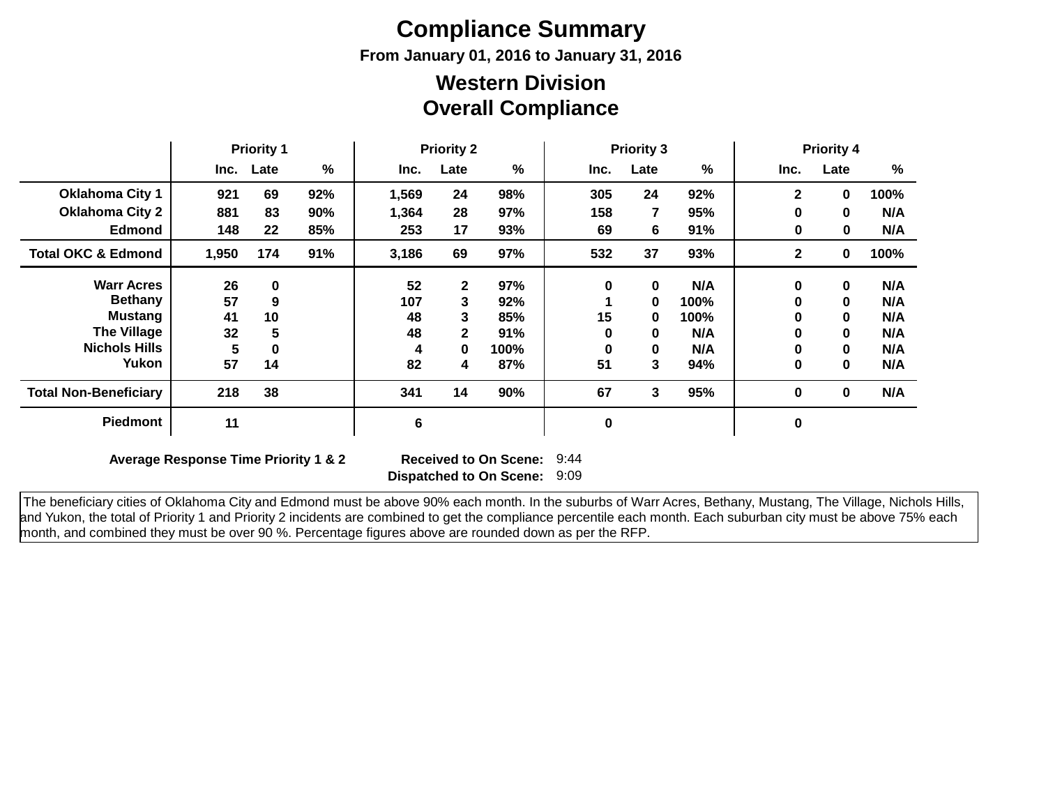# Compliance Summary

### From January 01, 2016 to January 31, 2016

## Western Division
## Overall Compliance

| | Priority 1 | | | Priority 2 | | | Priority 3 | | | Priority 4 | | |
|---|---|---|---|---|---|---|---|---|---|---|---|---|
| | Inc. | Late | % | Inc. | Late | % | Inc. | Late | % | Inc. | Late | % |
| **Oklahoma City 1** | 921 | 69 | 92% | 1,569 | 24 | 98% | 305 | 24 | 92% | 2 | 0 | 100% |
| **Oklahoma City 2** | 881 | 83 | 90% | 1,364 | 28 | 97% | 158 | 7 | 95% | 0 | 0 | N/A |
| **Edmond** | 148 | 22 | 85% | 253 | 17 | 93% | 69 | 6 | 91% | 0 | 0 | N/A |
| **Total OKC & Edmond** | 1,950 | 174 | 91% | 3,186 | 69 | 97% | 532 | 37 | 93% | 2 | 0 | 100% |
| **Warr Acres** | 26 | 0 | | 52 | 2 | 97% | 0 | 0 | N/A | 0 | 0 | N/A |
| **Bethany** | 57 | 9 | | 107 | 3 | 92% | 1 | 0 | 100% | 0 | 0 | N/A |
| **Mustang** | 41 | 10 | | 48 | 3 | 85% | 15 | 0 | 100% | 0 | 0 | N/A |
| **The Village** | 32 | 5 | | 48 | 2 | 91% | 0 | 0 | N/A | 0 | 0 | N/A |
| **Nichols Hills** | 5 | 0 | | 4 | 0 | 100% | 0 | 0 | N/A | 0 | 0 | N/A |
| **Yukon** | 57 | 14 | | 82 | 4 | 87% | 51 | 3 | 94% | 0 | 0 | N/A |
| **Total Non-Beneficiary** | 218 | 38 | | 341 | 14 | 90% | 67 | 3 | 95% | 0 | 0 | N/A |
| **Piedmont** | 11 | | | 6 | | | 0 | | | 0 | | |

**Average Response Time Priority 1 & 2**

| | |
|---|---|
| **Received to On Scene:** | 9:44 |
| **Dispatched to On Scene:** | 9:09 |

The beneficiary cities of Oklahoma City and Edmond must be above 90% each month. In the suburbs of Warr Acres, Bethany, Mustang, The Village, Nichols Hills, and Yukon, the total of Priority 1 and Priority 2 incidents are combined to get the compliance percentile each month. Each suburban city must be above 75% each month, and combined they must be over 90 %. Percentage figures above are rounded down as per the RFP.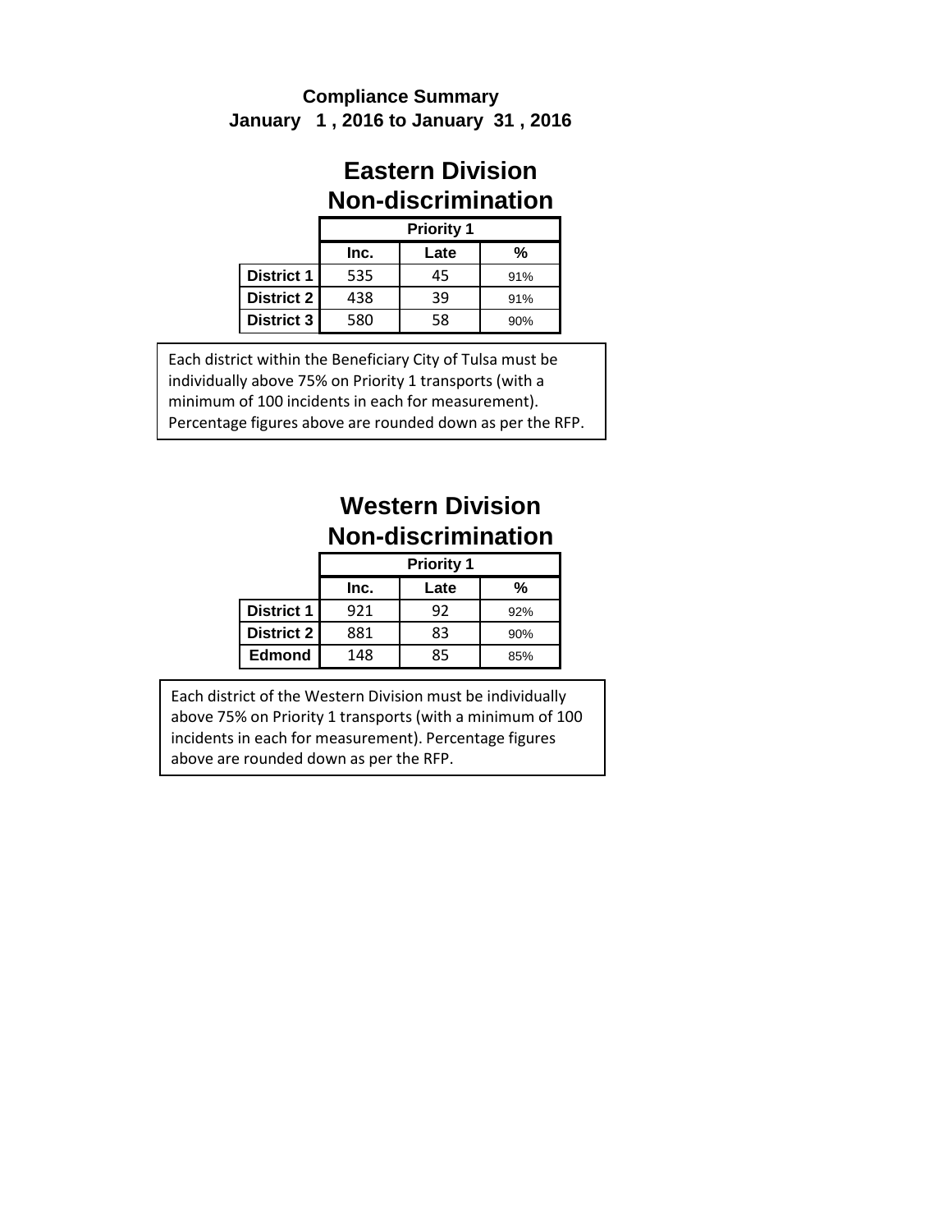**Compliance Summary**
**January 1 , 2016 to January 31 , 2016**

## Eastern Division
## Non-discrimination

| | Priority 1 | | |
|---|---|---|---|
| | **Inc.** | **Late** | **%** |
| **District 1** | 535 | 45 | 91% |
| **District 2** | 438 | 39 | 91% |
| **District 3** | 580 | 58 | 90% |

Each district within the Beneficiary City of Tulsa must be individually above 75% on Priority 1 transports (with a minimum of 100 incidents in each for measurement). Percentage figures above are rounded down as per the RFP.

## Western Division
## Non-discrimination

| | Priority 1 | | |
|---|---|---|---|
| | **Inc.** | **Late** | **%** |
| **District 1** | 921 | 92 | 92% |
| **District 2** | 881 | 83 | 90% |
| **Edmond** | 148 | 85 | 85% |

Each district of the Western Division must be individually above 75% on Priority 1 transports (with a minimum of 100 incidents in each for measurement). Percentage figures above are rounded down as per the RFP.